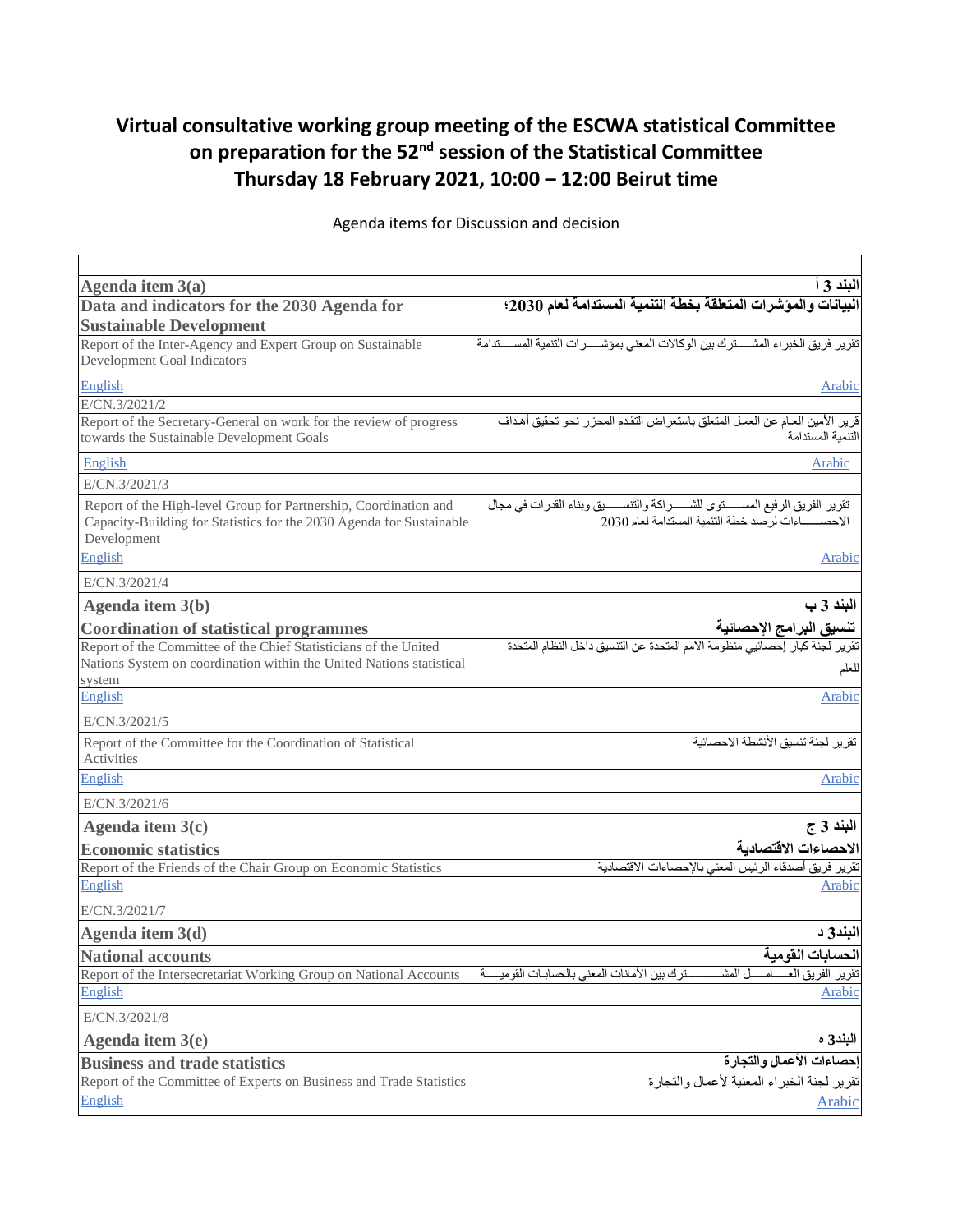# Virtual consultative working group meeting of the ESCWA statistical Committee on preparation for the 52nd session of the Statistical Committee Thursday 18 February 2021, 10:00 – 12:00 Beirut time

Agenda items for Discussion and decision

| | |
|---|---|
| **Agenda item 3(a)** | **البند 3 أ** |
| **Data and indicators for the 2030 Agenda for Sustainable Development** | **البيانات والمؤشرات المتعلقة بخطة التنمية المستدامة لعام 2030؛** |
| Report of the Inter-Agency and Expert Group on Sustainable Development Goal Indicators | تقرير فريق الخبراء المشـــــترك بين الوكالات المعني بمؤشـــــرات التنمية المســـــتدامة |
| English | Arabic |
| E/CN.3/2021/2 | |
| Report of the Secretary-General on work for the review of progress towards the Sustainable Development Goals | قرير الأمين العـام عن العمـل المتعلق باستعراض التقدم المحزر نحو تحقيق أهداف التنمية المستدامة |
| English | Arabic |
| E/CN.3/2021/3 | |
| Report of the High-level Group for Partnership, Coordination and Capacity-Building for Statistics for the 2030 Agenda for Sustainable Development | تقرير الفريق الرفيع المســـــتوى للشــــــراكة والتنســــــيق وبناء القدرات في مجال الاحصـــــاءات لرصد خطة التنمية المستدامة لعام 2030 |
| English | Arabic |
| E/CN.3/2021/4 | |
| **Agenda item 3(b)** | **البند 3 ب** |
| **Coordination of statistical programmes** | **تنسيق البرامج الإحصائية** |
| Report of the Committee of the Chief Statisticians of the United Nations System on coordination within the United Nations statistical system | تقرير لجنة كبار إحصائيي منظومة الامم المتحدة عن التنسيق داخل النظام المتحدة للعلم |
| English | Arabic |
| E/CN.3/2021/5 | |
| Report of the Committee for the Coordination of Statistical Activities | تقرير لجنة تنسيق الأنشطة الاحصائية |
| English | Arabic |
| E/CN.3/2021/6 | |
| **Agenda item 3(c)** | **البند 3 ج** |
| **Economic statistics** | **الاحصاءات الاقتصادية** |
| Report of the Friends of the Chair Group on Economic Statistics | تقرير فريق أصدقاء الرئيس المعني بالإحصاءات الاقتصادية |
| English | Arabic |
| E/CN.3/2021/7 | |
| **Agenda item 3(d)** | **البند3 د** |
| **National accounts** | **الحسابات القومية** |
| Report of the Intersecretariat Working Group on National Accounts | تقرير الفريق العـــــامـــــل المشـــــــــترك بين الأمانات المعني بالحسابات القوميـــــة |
| English | Arabic |
| E/CN.3/2021/8 | |
| **Agenda item 3(e)** | **البند3 ه** |
| **Business and trade statistics** | **إحصاءات الأعمال والتجارة** |
| Report of the Committee of Experts on Business and Trade Statistics | تقرير لجنة الخبراء المعنية لأعمال والتجارة |
| English | Arabic |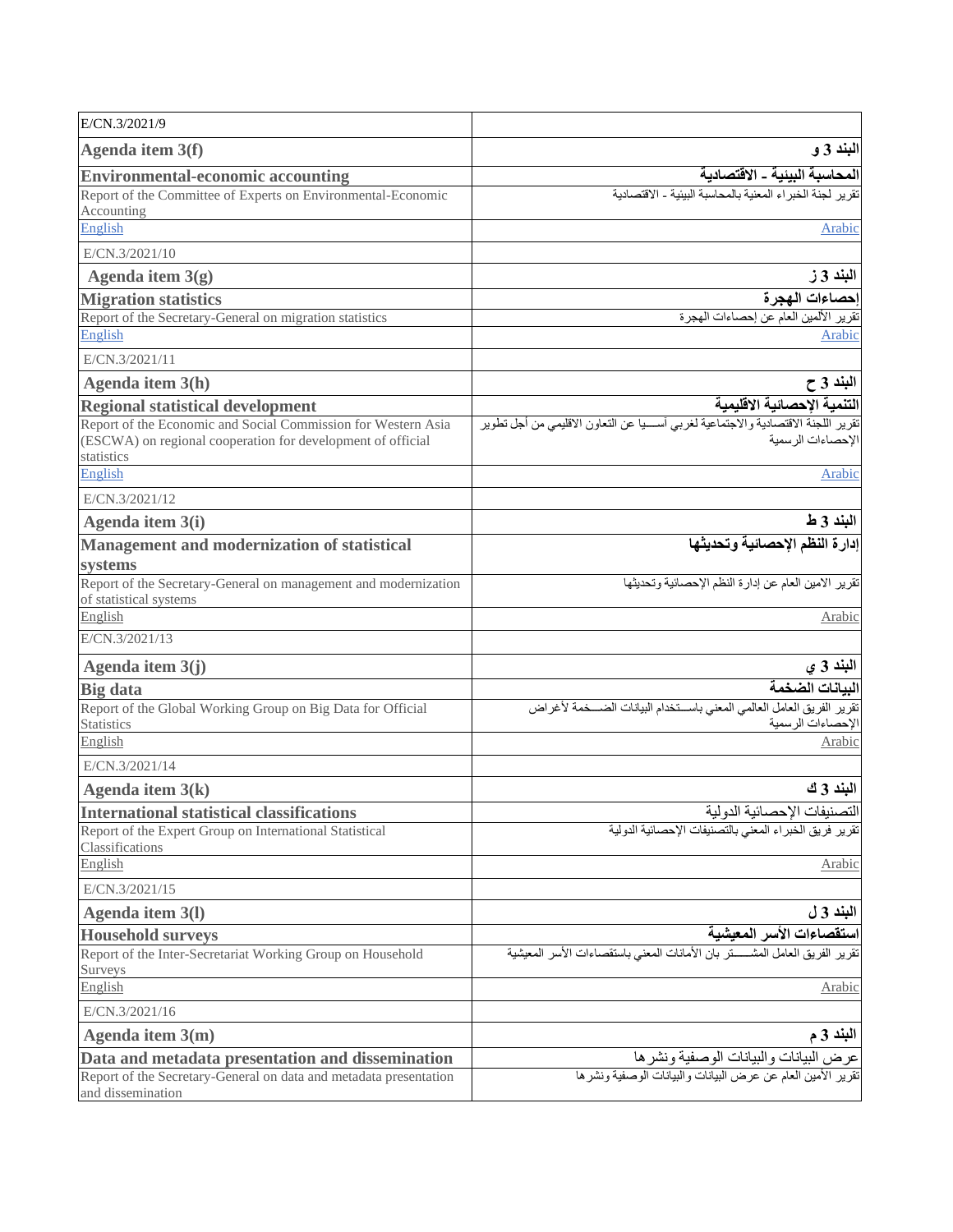| | |
|---|---|
| E/CN.3/2021/9 | |
| **Agenda item 3(f)** | **البند 3 و** |
| **Environmental-economic accounting** | **المحاسبة البيئية - الاقتصادية** |
| Report of the Committee of Experts on Environmental-Economic Accounting | تقرير لجنة الخبراء المعنية بالمحاسبة البيئية - الاقتصادية |
| English | Arabic |
| E/CN.3/2021/10 | |
| **Agenda item 3(g)** | **البند 3 ز** |
| **Migration statistics** | **إحصاءات الهجرة** |
| Report of the Secretary-General on migration statistics | تقرير الأمين العام عن إحصاءات الهجرة |
| English | Arabic |
| E/CN.3/2021/11 | |
| **Agenda item 3(h)** | **البند 3 ح** |
| **Regional statistical development** | **التنمية الإحصائية الاقليمية** |
| Report of the Economic and Social Commission for Western Asia (ESCWA) on regional cooperation for development of official statistics | تقرير اللجنة الاقتصادية والاجتماعية لغربي آسيا عن التعاون الاقليمي من أجل تطوير الإحصاءات الرسمية |
| English | Arabic |
| E/CN.3/2021/12 | |
| **Agenda item 3(i)** | **البند 3 ط** |
| **Management and modernization of statistical systems** | **إدارة النظم الإحصائية وتحديثها** |
| Report of the Secretary-General on management and modernization of statistical systems | تقرير الامين العام عن إدارة النظم الإحصائية وتحديثها |
| English | Arabic |
| E/CN.3/2021/13 | |
| **Agenda item 3(j)** | **البند 3 ي** |
| **Big data** | **البيانات الضخمة** |
| Report of the Global Working Group on Big Data for Official Statistics | تقرير الفريق العامل العالمي المعني باستخدام البيانات الضخمة لأغراض الإحصاءات الرسمية |
| English | Arabic |
| E/CN.3/2021/14 | |
| **Agenda item 3(k)** | **البند 3 ك** |
| **International statistical classifications** | التصنيفات الإحصائية الدولية |
| Report of the Expert Group on International Statistical Classifications | تقرير فريق الخبراء المعني بالتصنيفات الإحصائية الدولية |
| English | Arabic |
| E/CN.3/2021/15 | |
| **Agenda item 3(l)** | **البند 3 ل** |
| **Household surveys** | **استقصاءات الأسر المعيشية** |
| Report of the Inter-Secretariat Working Group on Household Surveys | تقرير الفريق العامل المشترك بان الأمانات المعني باستقصاءات الأسر المعيشية |
| English | Arabic |
| E/CN.3/2021/16 | |
| **Agenda item 3(m)** | **البند 3 م** |
| **Data and metadata presentation and dissemination** | عرض البيانات والبيانات الوصفية ونشرها |
| Report of the Secretary-General on data and metadata presentation and dissemination | تقرير الأمين العام عن عرض البيانات والبيانات الوصفية ونشرها |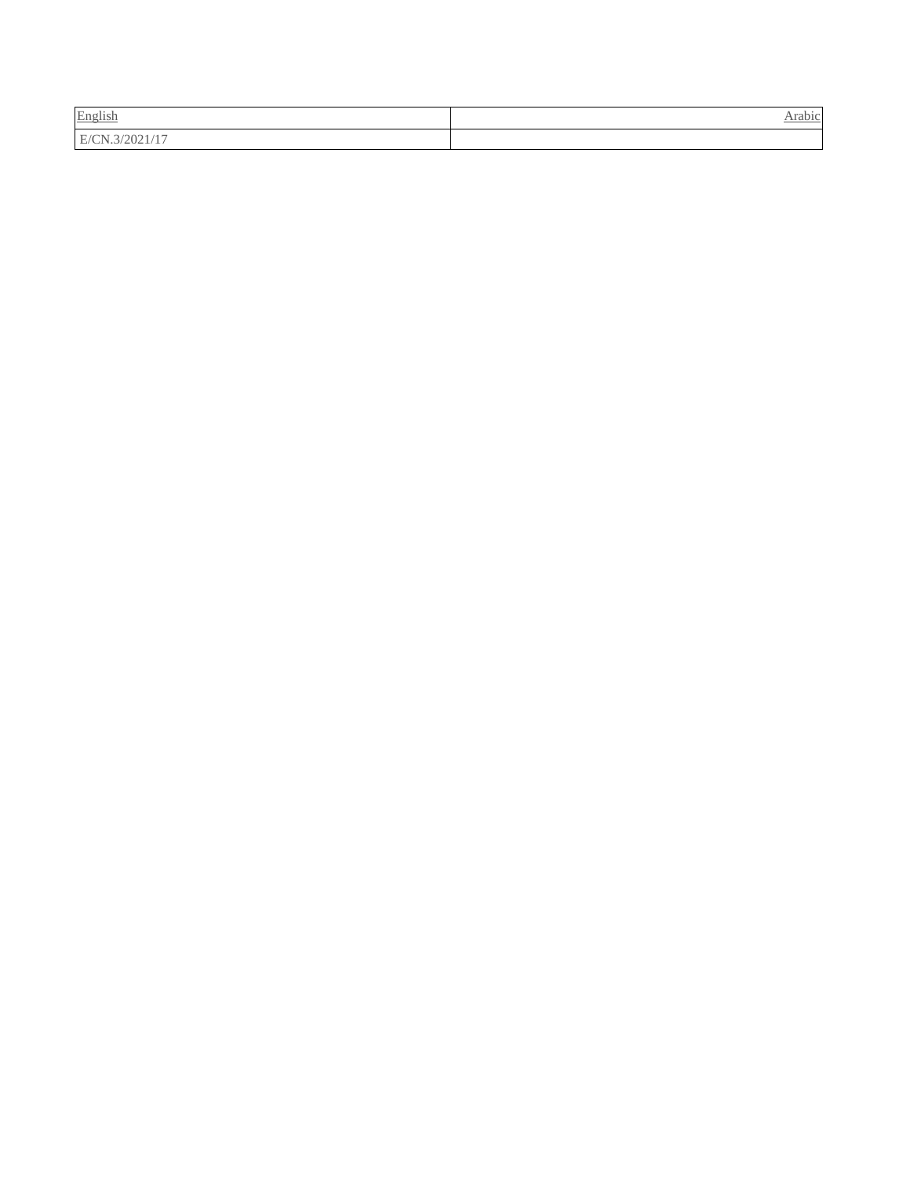| English | Arabic |
| --- | --- |
| E/CN.3/2021/17 | |